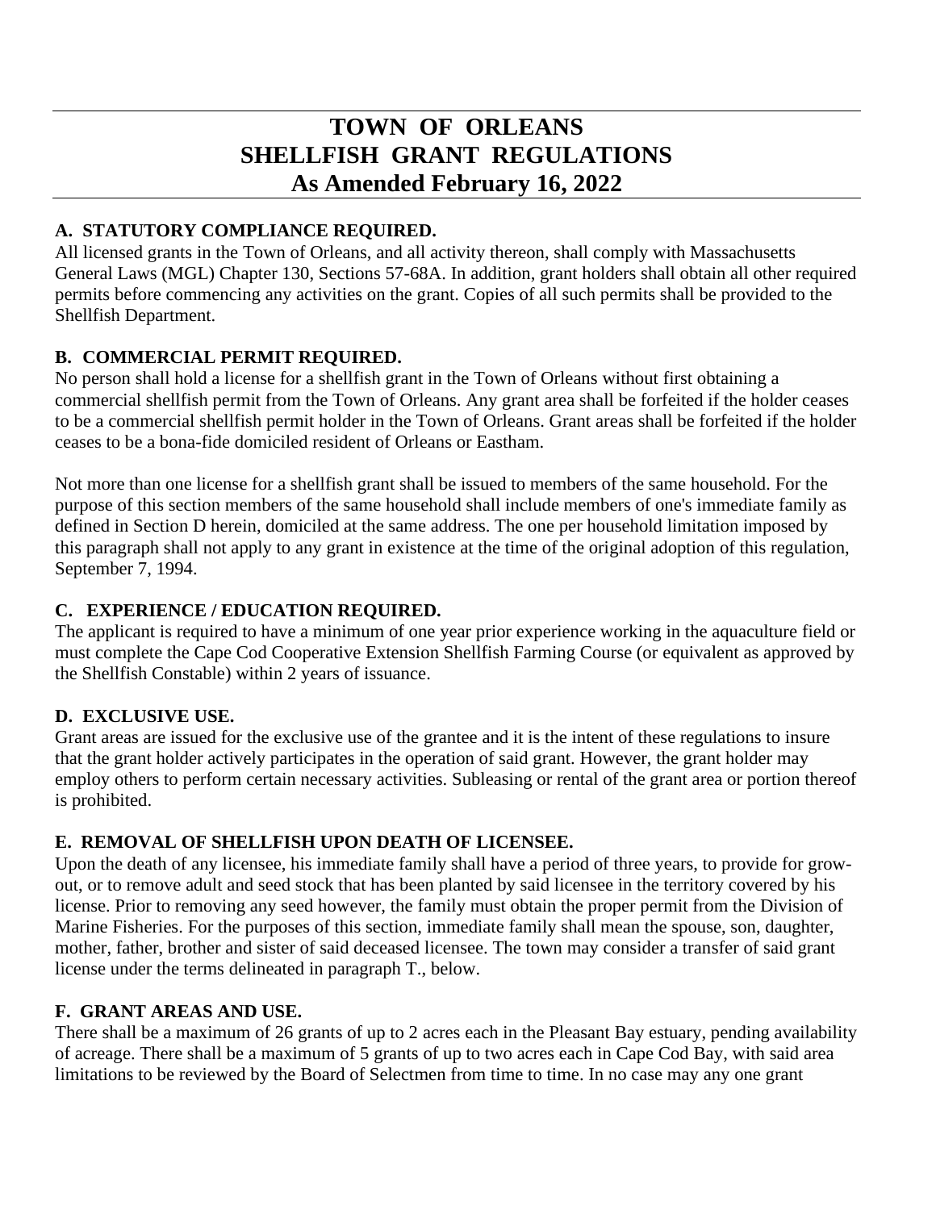# TOWN OF ORLEANS
# SHELLFISH GRANT REGULATIONS
# As Amended February 16, 2022

## A. STATUTORY COMPLIANCE REQUIRED.

All licensed grants in the Town of Orleans, and all activity thereon, shall comply with Massachusetts General Laws (MGL) Chapter 130, Sections 57-68A. In addition, grant holders shall obtain all other required permits before commencing any activities on the grant. Copies of all such permits shall be provided to the Shellfish Department.

## B. COMMERCIAL PERMIT REQUIRED.

No person shall hold a license for a shellfish grant in the Town of Orleans without first obtaining a commercial shellfish permit from the Town of Orleans. Any grant area shall be forfeited if the holder ceases to be a commercial shellfish permit holder in the Town of Orleans. Grant areas shall be forfeited if the holder ceases to be a bona-fide domiciled resident of Orleans or Eastham.

Not more than one license for a shellfish grant shall be issued to members of the same household. For the purpose of this section members of the same household shall include members of one's immediate family as defined in Section D herein, domiciled at the same address. The one per household limitation imposed by this paragraph shall not apply to any grant in existence at the time of the original adoption of this regulation, September 7, 1994.

## C. EXPERIENCE / EDUCATION REQUIRED.

The applicant is required to have a minimum of one year prior experience working in the aquaculture field or must complete the Cape Cod Cooperative Extension Shellfish Farming Course (or equivalent as approved by the Shellfish Constable) within 2 years of issuance.

## D. EXCLUSIVE USE.

Grant areas are issued for the exclusive use of the grantee and it is the intent of these regulations to insure that the grant holder actively participates in the operation of said grant. However, the grant holder may employ others to perform certain necessary activities. Subleasing or rental of the grant area or portion thereof is prohibited.

## E. REMOVAL OF SHELLFISH UPON DEATH OF LICENSEE.

Upon the death of any licensee, his immediate family shall have a period of three years, to provide for grow-out, or to remove adult and seed stock that has been planted by said licensee in the territory covered by his license. Prior to removing any seed however, the family must obtain the proper permit from the Division of Marine Fisheries. For the purposes of this section, immediate family shall mean the spouse, son, daughter, mother, father, brother and sister of said deceased licensee. The town may consider a transfer of said grant license under the terms delineated in paragraph T., below.

## F. GRANT AREAS AND USE.

There shall be a maximum of 26 grants of up to 2 acres each in the Pleasant Bay estuary, pending availability of acreage. There shall be a maximum of 5 grants of up to two acres each in Cape Cod Bay, with said area limitations to be reviewed by the Board of Selectmen from time to time. In no case may any one grant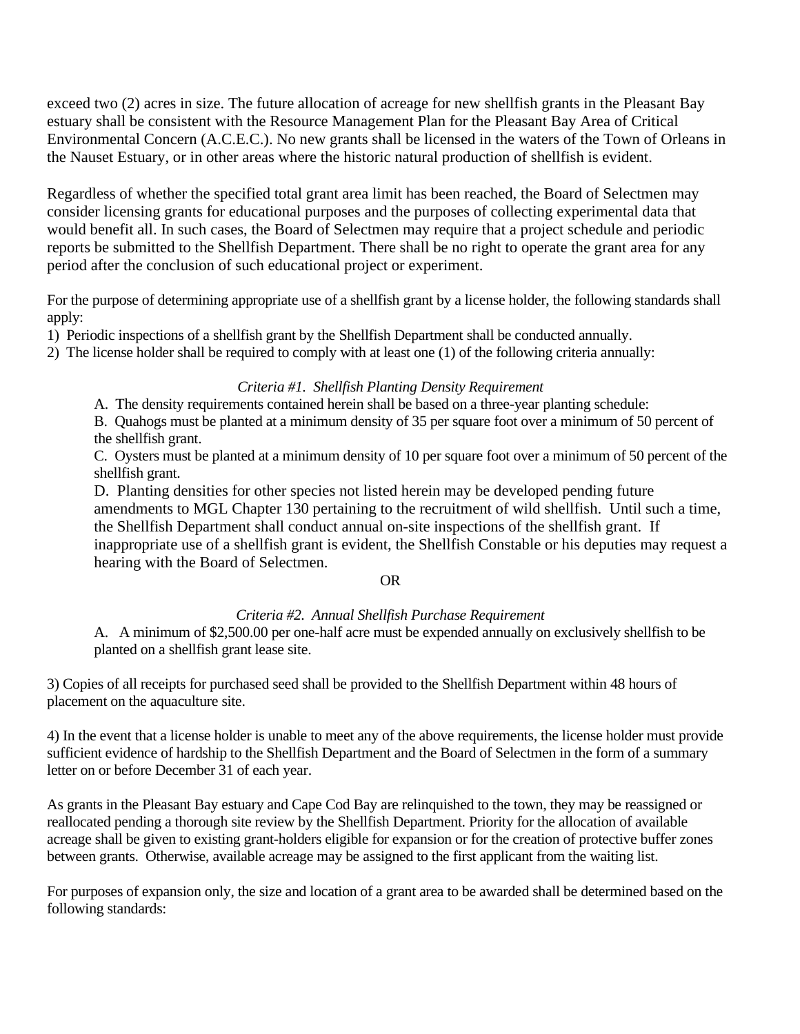exceed two (2) acres in size. The future allocation of acreage for new shellfish grants in the Pleasant Bay estuary shall be consistent with the Resource Management Plan for the Pleasant Bay Area of Critical Environmental Concern (A.C.E.C.). No new grants shall be licensed in the waters of the Town of Orleans in the Nauset Estuary, or in other areas where the historic natural production of shellfish is evident.

Regardless of whether the specified total grant area limit has been reached, the Board of Selectmen may consider licensing grants for educational purposes and the purposes of collecting experimental data that would benefit all. In such cases, the Board of Selectmen may require that a project schedule and periodic reports be submitted to the Shellfish Department. There shall be no right to operate the grant area for any period after the conclusion of such educational project or experiment.

For the purpose of determining appropriate use of a shellfish grant by a license holder, the following standards shall apply:

1) Periodic inspections of a shellfish grant by the Shellfish Department shall be conducted annually.
2) The license holder shall be required to comply with at least one (1) of the following criteria annually:

*Criteria #1. Shellfish Planting Density Requirement*

A. The density requirements contained herein shall be based on a three-year planting schedule:

B. Quahogs must be planted at a minimum density of 35 per square foot over a minimum of 50 percent of the shellfish grant.

C. Oysters must be planted at a minimum density of 10 per square foot over a minimum of 50 percent of the shellfish grant.

D. Planting densities for other species not listed herein may be developed pending future amendments to MGL Chapter 130 pertaining to the recruitment of wild shellfish. Until such a time, the Shellfish Department shall conduct annual on-site inspections of the shellfish grant. If inappropriate use of a shellfish grant is evident, the Shellfish Constable or his deputies may request a hearing with the Board of Selectmen.

OR

*Criteria #2. Annual Shellfish Purchase Requirement*

A. A minimum of $2,500.00 per one-half acre must be expended annually on exclusively shellfish to be planted on a shellfish grant lease site.

3) Copies of all receipts for purchased seed shall be provided to the Shellfish Department within 48 hours of placement on the aquaculture site.

4) In the event that a license holder is unable to meet any of the above requirements, the license holder must provide sufficient evidence of hardship to the Shellfish Department and the Board of Selectmen in the form of a summary letter on or before December 31 of each year.

As grants in the Pleasant Bay estuary and Cape Cod Bay are relinquished to the town, they may be reassigned or reallocated pending a thorough site review by the Shellfish Department. Priority for the allocation of available acreage shall be given to existing grant-holders eligible for expansion or for the creation of protective buffer zones between grants. Otherwise, available acreage may be assigned to the first applicant from the waiting list.

For purposes of expansion only, the size and location of a grant area to be awarded shall be determined based on the following standards: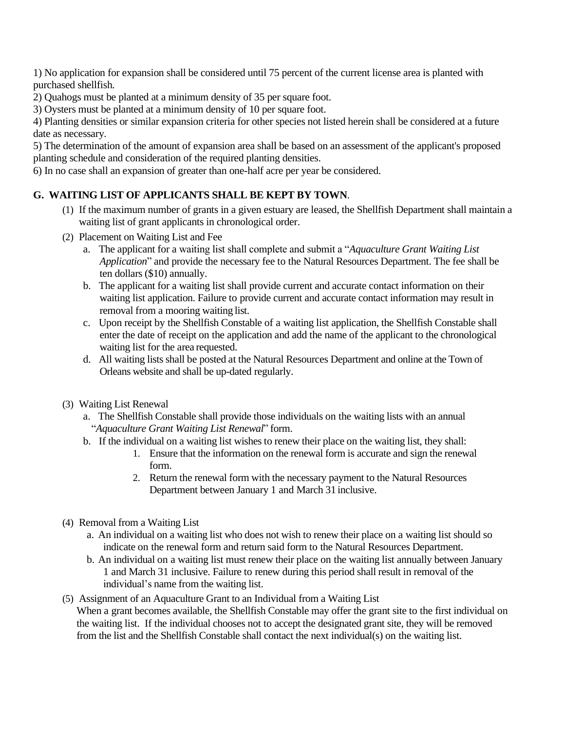1) No application for expansion shall be considered until 75 percent of the current license area is planted with purchased shellfish.
2) Quahogs must be planted at a minimum density of 35 per square foot.
3) Oysters must be planted at a minimum density of 10 per square foot.
4) Planting densities or similar expansion criteria for other species not listed herein shall be considered at a future date as necessary.
5) The determination of the amount of expansion area shall be based on an assessment of the applicant's proposed planting schedule and consideration of the required planting densities.
6) In no case shall an expansion of greater than one-half acre per year be considered.

**G. WAITING LIST OF APPLICANTS SHALL BE KEPT BY TOWN**.

(1) If the maximum number of grants in a given estuary are leased, the Shellfish Department shall maintain a waiting list of grant applicants in chronological order.

(2) Placement on Waiting List and Fee

a. The applicant for a waiting list shall complete and submit a "*Aquaculture Grant Waiting List Application*" and provide the necessary fee to the Natural Resources Department. The fee shall be ten dollars ($10) annually.

b. The applicant for a waiting list shall provide current and accurate contact information on their waiting list application. Failure to provide current and accurate contact information may result in removal from a mooring waiting list.

c. Upon receipt by the Shellfish Constable of a waiting list application, the Shellfish Constable shall enter the date of receipt on the application and add the name of the applicant to the chronological waiting list for the area requested.

d. All waiting lists shall be posted at the Natural Resources Department and online at the Town of Orleans website and shall be up-dated regularly.

(3) Waiting List Renewal

a. The Shellfish Constable shall provide those individuals on the waiting lists with an annual "*Aquaculture Grant Waiting List Renewal*" form.

b. If the individual on a waiting list wishes to renew their place on the waiting list, they shall:

1. Ensure that the information on the renewal form is accurate and sign the renewal form.
2. Return the renewal form with the necessary payment to the Natural Resources Department between January 1 and March 31 inclusive.

(4) Removal from a Waiting List

a. An individual on a waiting list who does not wish to renew their place on a waiting list should so indicate on the renewal form and return said form to the Natural Resources Department.

b. An individual on a waiting list must renew their place on the waiting list annually between January 1 and March 31 inclusive. Failure to renew during this period shall result in removal of the individual's name from the waiting list.

(5) Assignment of an Aquaculture Grant to an Individual from a Waiting List

When a grant becomes available, the Shellfish Constable may offer the grant site to the first individual on the waiting list. If the individual chooses not to accept the designated grant site, they will be removed from the list and the Shellfish Constable shall contact the next individual(s) on the waiting list.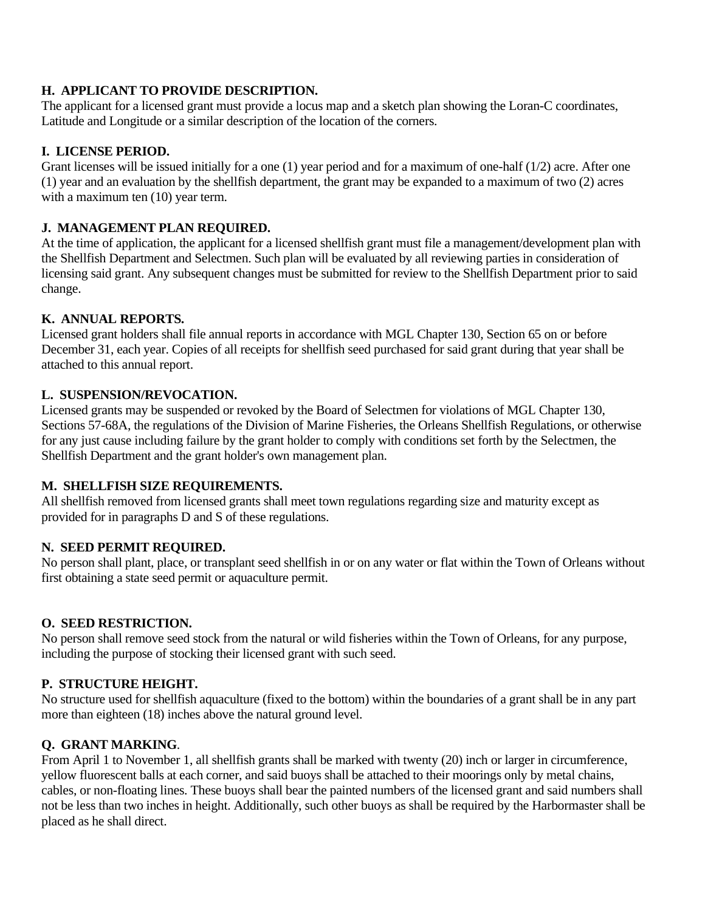### H. APPLICANT TO PROVIDE DESCRIPTION.

The applicant for a licensed grant must provide a locus map and a sketch plan showing the Loran-C coordinates, Latitude and Longitude or a similar description of the location of the corners.

### I. LICENSE PERIOD.

Grant licenses will be issued initially for a one (1) year period and for a maximum of one-half (1/2) acre. After one (1) year and an evaluation by the shellfish department, the grant may be expanded to a maximum of two (2) acres with a maximum ten (10) year term.

### J. MANAGEMENT PLAN REQUIRED.

At the time of application, the applicant for a licensed shellfish grant must file a management/development plan with the Shellfish Department and Selectmen. Such plan will be evaluated by all reviewing parties in consideration of licensing said grant. Any subsequent changes must be submitted for review to the Shellfish Department prior to said change.

### K. ANNUAL REPORTS.

Licensed grant holders shall file annual reports in accordance with MGL Chapter 130, Section 65 on or before December 31, each year. Copies of all receipts for shellfish seed purchased for said grant during that year shall be attached to this annual report.

### L. SUSPENSION/REVOCATION.

Licensed grants may be suspended or revoked by the Board of Selectmen for violations of MGL Chapter 130, Sections 57-68A, the regulations of the Division of Marine Fisheries, the Orleans Shellfish Regulations, or otherwise for any just cause including failure by the grant holder to comply with conditions set forth by the Selectmen, the Shellfish Department and the grant holder's own management plan.

### M. SHELLFISH SIZE REQUIREMENTS.

All shellfish removed from licensed grants shall meet town regulations regarding size and maturity except as provided for in paragraphs D and S of these regulations.

### N. SEED PERMIT REQUIRED.

No person shall plant, place, or transplant seed shellfish in or on any water or flat within the Town of Orleans without first obtaining a state seed permit or aquaculture permit.

### O. SEED RESTRICTION.

No person shall remove seed stock from the natural or wild fisheries within the Town of Orleans, for any purpose, including the purpose of stocking their licensed grant with such seed.

### P. STRUCTURE HEIGHT.

No structure used for shellfish aquaculture (fixed to the bottom) within the boundaries of a grant shall be in any part more than eighteen (18) inches above the natural ground level.

### Q. GRANT MARKING.

From April 1 to November 1, all shellfish grants shall be marked with twenty (20) inch or larger in circumference, yellow fluorescent balls at each corner, and said buoys shall be attached to their moorings only by metal chains, cables, or non-floating lines. These buoys shall bear the painted numbers of the licensed grant and said numbers shall not be less than two inches in height. Additionally, such other buoys as shall be required by the Harbormaster shall be placed as he shall direct.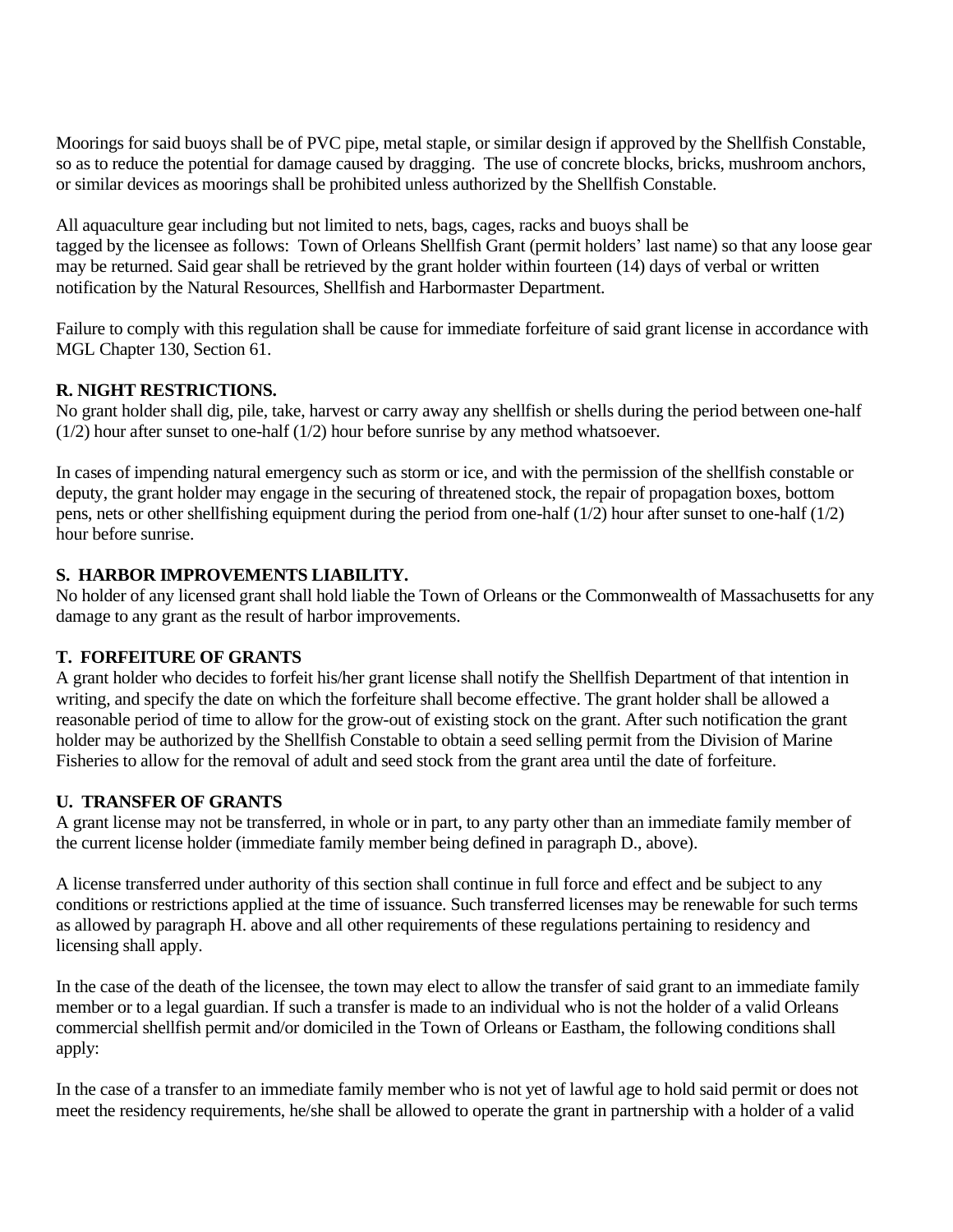Moorings for said buoys shall be of PVC pipe, metal staple, or similar design if approved by the Shellfish Constable, so as to reduce the potential for damage caused by dragging. The use of concrete blocks, bricks, mushroom anchors, or similar devices as moorings shall be prohibited unless authorized by the Shellfish Constable.

All aquaculture gear including but not limited to nets, bags, cages, racks and buoys shall be tagged by the licensee as follows: Town of Orleans Shellfish Grant (permit holders' last name) so that any loose gear may be returned. Said gear shall be retrieved by the grant holder within fourteen (14) days of verbal or written notification by the Natural Resources, Shellfish and Harbormaster Department.

Failure to comply with this regulation shall be cause for immediate forfeiture of said grant license in accordance with MGL Chapter 130, Section 61.

**R. NIGHT RESTRICTIONS.**

No grant holder shall dig, pile, take, harvest or carry away any shellfish or shells during the period between one-half (1/2) hour after sunset to one-half (1/2) hour before sunrise by any method whatsoever.

In cases of impending natural emergency such as storm or ice, and with the permission of the shellfish constable or deputy, the grant holder may engage in the securing of threatened stock, the repair of propagation boxes, bottom pens, nets or other shellfishing equipment during the period from one-half (1/2) hour after sunset to one-half (1/2) hour before sunrise.

**S. HARBOR IMPROVEMENTS LIABILITY.**

No holder of any licensed grant shall hold liable the Town of Orleans or the Commonwealth of Massachusetts for any damage to any grant as the result of harbor improvements.

**T. FORFEITURE OF GRANTS**

A grant holder who decides to forfeit his/her grant license shall notify the Shellfish Department of that intention in writing, and specify the date on which the forfeiture shall become effective. The grant holder shall be allowed a reasonable period of time to allow for the grow-out of existing stock on the grant. After such notification the grant holder may be authorized by the Shellfish Constable to obtain a seed selling permit from the Division of Marine Fisheries to allow for the removal of adult and seed stock from the grant area until the date of forfeiture.

**U. TRANSFER OF GRANTS**

A grant license may not be transferred, in whole or in part, to any party other than an immediate family member of the current license holder (immediate family member being defined in paragraph D., above).

A license transferred under authority of this section shall continue in full force and effect and be subject to any conditions or restrictions applied at the time of issuance. Such transferred licenses may be renewable for such terms as allowed by paragraph H. above and all other requirements of these regulations pertaining to residency and licensing shall apply.

In the case of the death of the licensee, the town may elect to allow the transfer of said grant to an immediate family member or to a legal guardian. If such a transfer is made to an individual who is not the holder of a valid Orleans commercial shellfish permit and/or domiciled in the Town of Orleans or Eastham, the following conditions shall apply:

In the case of a transfer to an immediate family member who is not yet of lawful age to hold said permit or does not meet the residency requirements, he/she shall be allowed to operate the grant in partnership with a holder of a valid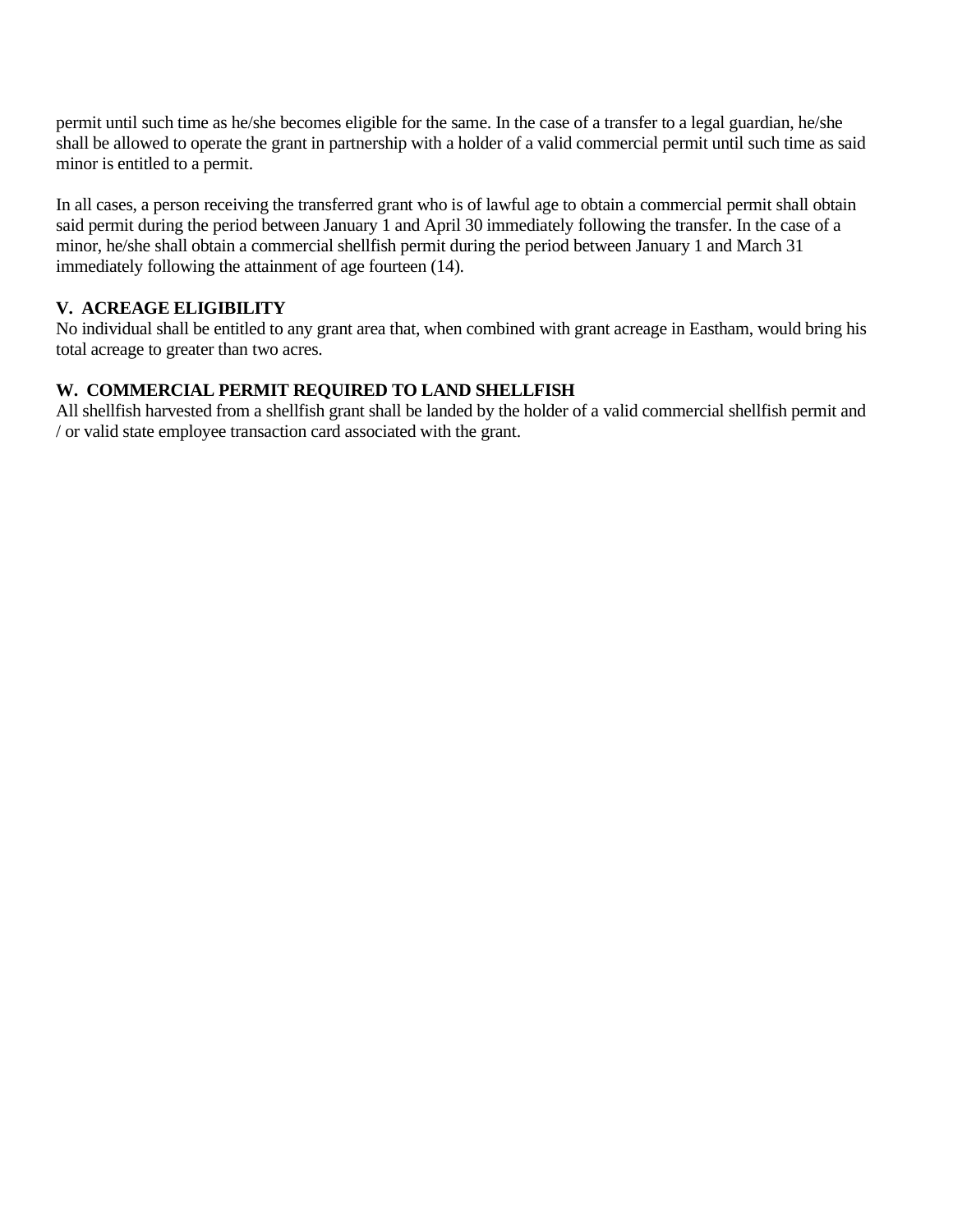permit until such time as he/she becomes eligible for the same. In the case of a transfer to a legal guardian, he/she shall be allowed to operate the grant in partnership with a holder of a valid commercial permit until such time as said minor is entitled to a permit.

In all cases, a person receiving the transferred grant who is of lawful age to obtain a commercial permit shall obtain said permit during the period between January 1 and April 30 immediately following the transfer. In the case of a minor, he/she shall obtain a commercial shellfish permit during the period between January 1 and March 31 immediately following the attainment of age fourteen (14).

**V. ACREAGE ELIGIBILITY**

No individual shall be entitled to any grant area that, when combined with grant acreage in Eastham, would bring his total acreage to greater than two acres.

**W. COMMERCIAL PERMIT REQUIRED TO LAND SHELLFISH**

All shellfish harvested from a shellfish grant shall be landed by the holder of a valid commercial shellfish permit and / or valid state employee transaction card associated with the grant.